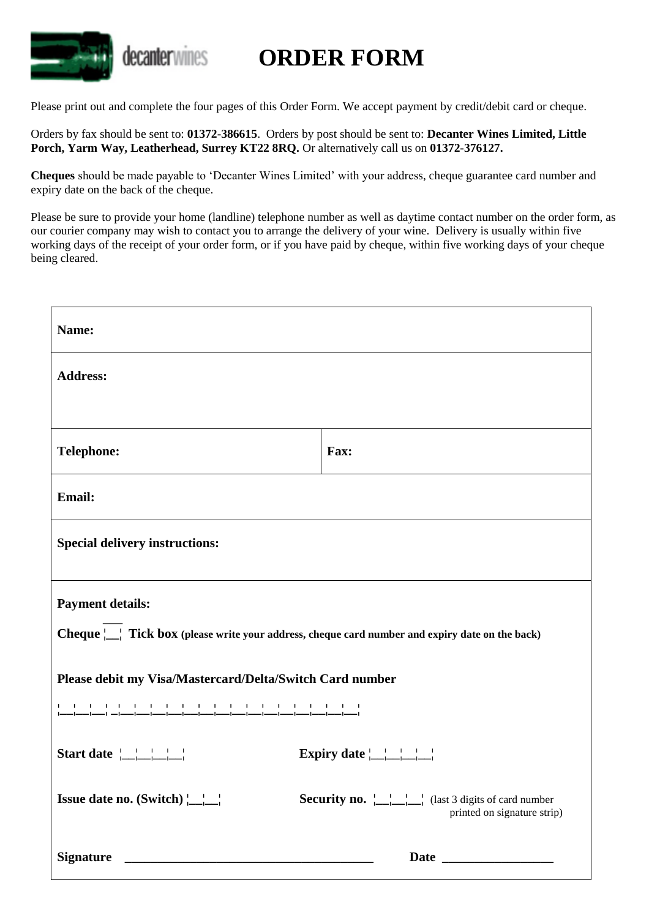decanterwines

# ORDER FORM

Please print out and complete the four pages of this Order Form. We accept payment by credit/debit card or cheque.

Orders by fax should be sent to: **01372-386615**. Orders by post should be sent to: **Decanter Wines Limited, Little Porch, Yarm Way, Leatherhead, Surrey KT22 8RQ.** Or alternatively call us on **01372-376127.**

**Cheques** should be made payable to 'Decanter Wines Limited' with your address, cheque guarantee card number and expiry date on the back of the cheque.

Please be sure to provide your home (landline) telephone number as well as daytime contact number on the order form, as our courier company may wish to contact you to arrange the delivery of your wine. Delivery is usually within five working days of the receipt of your order form, or if you have paid by cheque, within five working days of your cheque being cleared.

| **Name:** | |
|---|---|
| **Address:** | |
| **Telephone:** | **Fax:** |
| **Email:** | |
| **Special delivery instructions:** | |

**Payment details:**

**Cheque** ☐ **Tick box** **(please write your address, cheque card number and expiry date on the back)**

**Please debit my Visa/Mastercard/Delta/Switch Card number**

|__|__|__| |__|__|__|__|__|__|__|__|__|__|__|__|__|__|__|__|

**Start date** |__|__|__|__| **Expiry date** |__|__|__|__|

**Issue date no. (Switch)** |__|__| **Security no.** |__|__|__| (last 3 digits of card number printed on signature strip)

**Signature** ______________________________________ **Date** _________________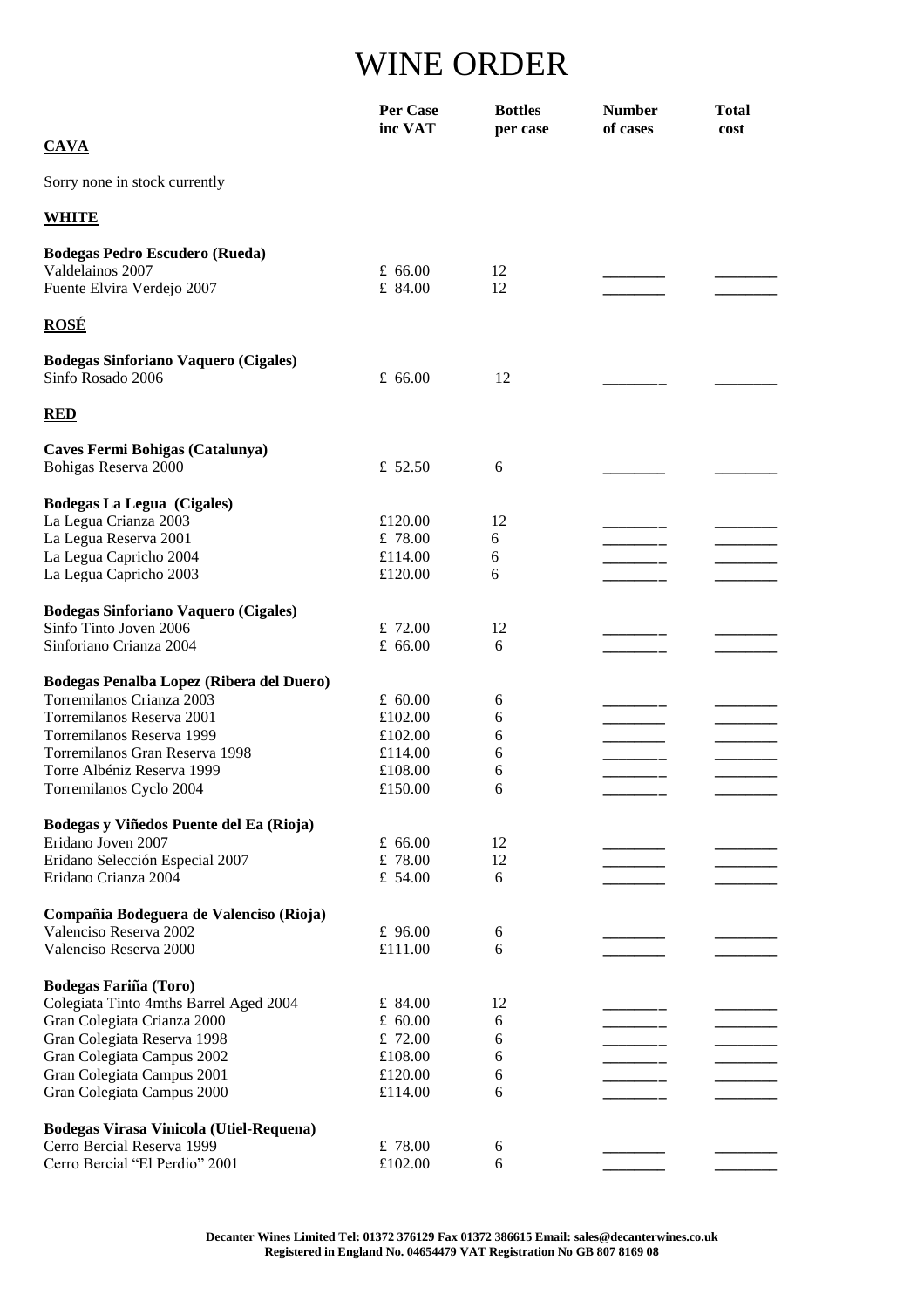# WINE ORDER

| | Per Case inc VAT | Bottles per case | Number of cases | Total cost |
|---|---|---|---|---|
| **CAVA** | | | | |
| Sorry none in stock currently | | | | |
| **WHITE** | | | | |
| **Bodegas Pedro Escudero (Rueda)** | | | | |
| Valdelainos 2007 | £ 66.00 | 12 | | |
| Fuente Elvira Verdejo 2007 | £ 84.00 | 12 | | |
| **ROSÉ** | | | | |
| **Bodegas Sinforiano Vaquero (Cigales)** | | | | |
| Sinfo Rosado 2006 | £ 66.00 | 12 | | |
| **RED** | | | | |
| **Caves Fermi Bohigas (Catalunya)** | | | | |
| Bohigas Reserva 2000 | £ 52.50 | 6 | | |
| **Bodegas La Legua (Cigales)** | | | | |
| La Legua Crianza 2003 | £120.00 | 12 | | |
| La Legua Reserva 2001 | £ 78.00 | 6 | | |
| La Legua Capricho 2004 | £114.00 | 6 | | |
| La Legua Capricho 2003 | £120.00 | 6 | | |
| **Bodegas Sinforiano Vaquero (Cigales)** | | | | |
| Sinfo Tinto Joven 2006 | £ 72.00 | 12 | | |
| Sinforiano Crianza 2004 | £ 66.00 | 6 | | |
| **Bodegas Penalba Lopez (Ribera del Duero)** | | | | |
| Torremilanos Crianza 2003 | £ 60.00 | 6 | | |
| Torremilanos Reserva 2001 | £102.00 | 6 | | |
| Torremilanos Reserva 1999 | £102.00 | 6 | | |
| Torremilanos Gran Reserva 1998 | £114.00 | 6 | | |
| Torre Albéniz Reserva 1999 | £108.00 | 6 | | |
| Torremilanos Cyclo 2004 | £150.00 | 6 | | |
| **Bodegas y Viñedos Puente del Ea (Rioja)** | | | | |
| Eridano Joven 2007 | £ 66.00 | 12 | | |
| Eridano Selección Especial 2007 | £ 78.00 | 12 | | |
| Eridano Crianza 2004 | £ 54.00 | 6 | | |
| **Compañia Bodeguera de Valenciso (Rioja)** | | | | |
| Valenciso Reserva 2002 | £ 96.00 | 6 | | |
| Valenciso Reserva 2000 | £111.00 | 6 | | |
| **Bodegas Fariña (Toro)** | | | | |
| Colegiata Tinto 4mths Barrel Aged 2004 | £ 84.00 | 12 | | |
| Gran Colegiata Crianza 2000 | £ 60.00 | 6 | | |
| Gran Colegiata Reserva 1998 | £ 72.00 | 6 | | |
| Gran Colegiata Campus 2002 | £108.00 | 6 | | |
| Gran Colegiata Campus 2001 | £120.00 | 6 | | |
| Gran Colegiata Campus 2000 | £114.00 | 6 | | |
| **Bodegas Virasa Vinicola (Utiel-Requena)** | | | | |
| Cerro Bercial Reserva 1999 | £ 78.00 | 6 | | |
| Cerro Bercial "El Perdio" 2001 | £102.00 | 6 | | |

**Decanter Wines Limited Tel: 01372 376129 Fax 01372 386615 Email: sales@decanterwines.co.uk**
**Registered in England No. 04654479 VAT Registration No GB 807 8169 08**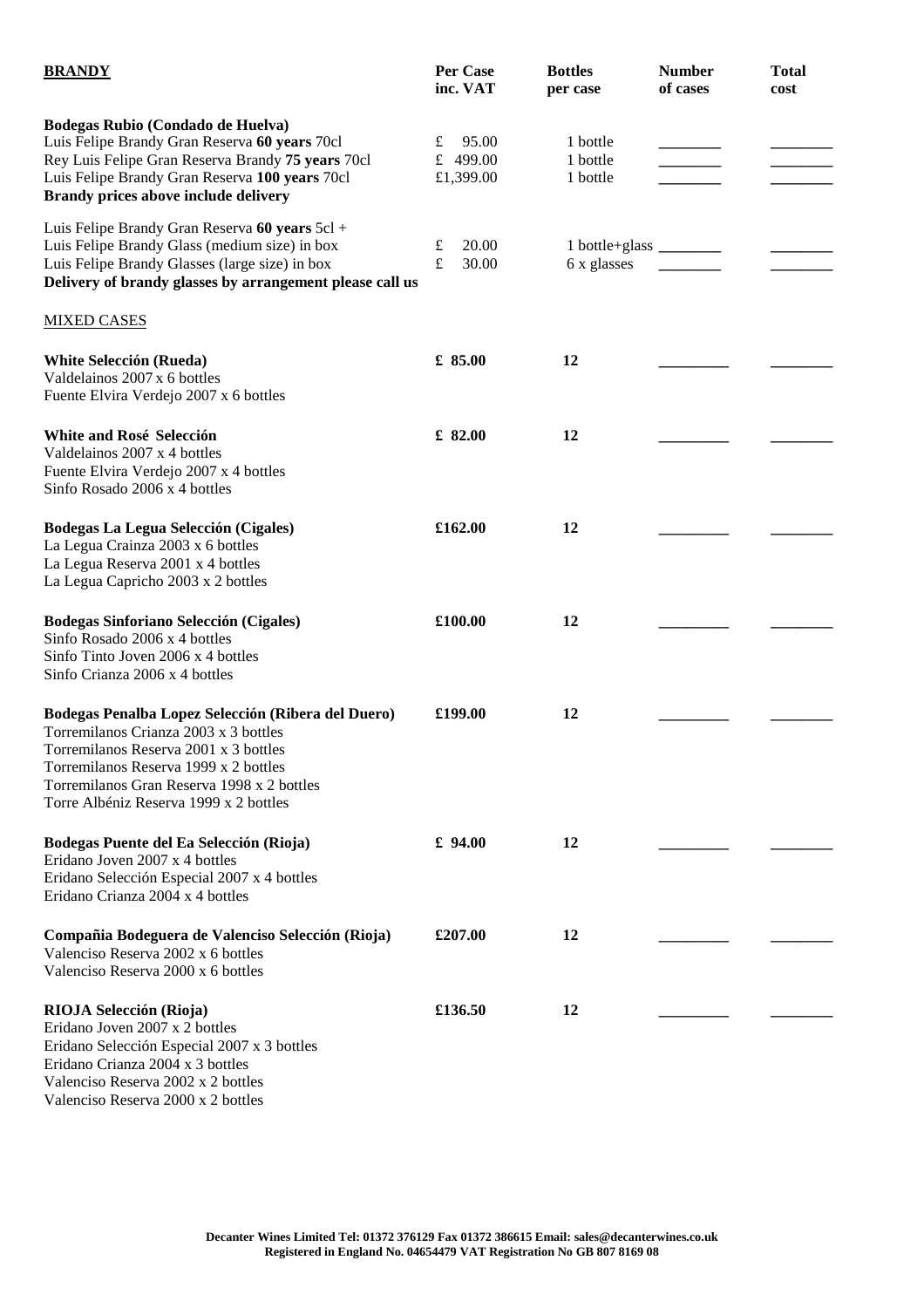| **BRANDY** | **Per Case inc. VAT** | **Bottles per case** | **Number of cases** | **Total cost** |
|---|---|---|---|---|
| **Bodegas Rubio (Condado de Huelva)** | | | | |
| Luis Felipe Brandy Gran Reserva **60 years** 70cl | £ 95.00 | 1 bottle | ________ | ________ |
| Rey Luis Felipe Gran Reserva Brandy **75 years** 70cl | £ 499.00 | 1 bottle | ________ | ________ |
| Luis Felipe Brandy Gran Reserva **100 years** 70cl | £1,399.00 | 1 bottle | ________ | ________ |
| **Brandy prices above include delivery** | | | | |
| Luis Felipe Brandy Gran Reserva **60 years** 5cl + Luis Felipe Brandy Glass (medium size) in box | £ 20.00 | 1 bottle+glass | ________ | ________ |
| Luis Felipe Brandy Glasses (large size) in box | £ 30.00 | 6 x glasses | ________ | ________ |
| **Delivery of brandy glasses by arrangement please call us** | | | | |
| MIXED CASES | | | | |
| **White Selección (Rueda)**<br>Valdelainos 2007 x 6 bottles<br>Fuente Elvira Verdejo 2007 x 6 bottles | **£ 85.00** | **12** | ________ | ________ |
| **White and Rosé Selección**<br>Valdelainos 2007 x 4 bottles<br>Fuente Elvira Verdejo 2007 x 4 bottles<br>Sinfo Rosado 2006 x 4 bottles | **£ 82.00** | **12** | ________ | ________ |
| **Bodegas La Legua Selección (Cigales)**<br>La Legua Crainza 2003 x 6 bottles<br>La Legua Reserva 2001 x 4 bottles<br>La Legua Capricho 2003 x 2 bottles | **£162.00** | **12** | ________ | ________ |
| **Bodegas Sinforiano Selección (Cigales)**<br>Sinfo Rosado 2006 x 4 bottles<br>Sinfo Tinto Joven 2006 x 4 bottles<br>Sinfo Crianza 2006 x 4 bottles | **£100.00** | **12** | ________ | ________ |
| **Bodegas Penalba Lopez Selección (Ribera del Duero)**<br>Torremilanos Crianza 2003 x 3 bottles<br>Torremilanos Reserva 2001 x 3 bottles<br>Torremilanos Reserva 1999 x 2 bottles<br>Torremilanos Gran Reserva 1998 x 2 bottles<br>Torre Albéniz Reserva 1999 x 2 bottles | **£199.00** | **12** | ________ | ________ |
| **Bodegas Puente del Ea Selección (Rioja)**<br>Eridano Joven 2007 x 4 bottles<br>Eridano Selección Especial 2007 x 4 bottles<br>Eridano Crianza 2004 x 4 bottles | **£ 94.00** | **12** | ________ | ________ |
| **Compañia Bodeguera de Valenciso Selección (Rioja)**<br>Valenciso Reserva 2002 x 6 bottles<br>Valenciso Reserva 2000 x 6 bottles | **£207.00** | **12** | ________ | ________ |
| **RIOJA Selección (Rioja)**<br>Eridano Joven 2007 x 2 bottles<br>Eridano Selección Especial 2007 x 3 bottles<br>Eridano Crianza 2004 x 3 bottles<br>Valenciso Reserva 2002 x 2 bottles<br>Valenciso Reserva 2000 x 2 bottles | **£136.50** | **12** | ________ | ________ |

**Decanter Wines Limited Tel: 01372 376129 Fax 01372 386615 Email: sales@decanterwines.co.uk**
**Registered in England No. 04654479 VAT Registration No GB 807 8169 08**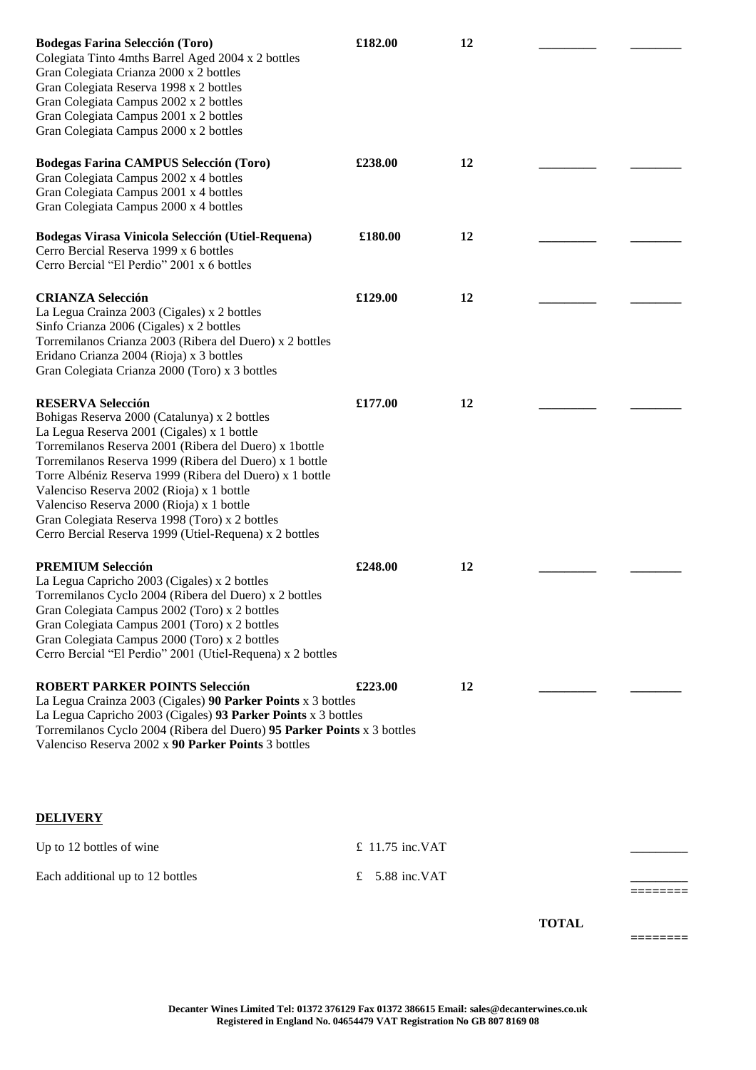| | | | | |
|---|---|---|---|---|
| **Bodegas Farina Selección (Toro)**<br>Colegiata Tinto 4mths Barrel Aged 2004 x 2 bottles<br>Gran Colegiata Crianza 2000 x 2 bottles<br>Gran Colegiata Reserva 1998 x 2 bottles<br>Gran Colegiata Campus 2002 x 2 bottles<br>Gran Colegiata Campus 2001 x 2 bottles<br>Gran Colegiata Campus 2000 x 2 bottles | **£182.00** | **12** | ________ | ________ |
| **Bodegas Farina CAMPUS Selección (Toro)**<br>Gran Colegiata Campus 2002 x 4 bottles<br>Gran Colegiata Campus 2001 x 4 bottles<br>Gran Colegiata Campus 2000 x 4 bottles | **£238.00** | **12** | ________ | ________ |
| **Bodegas Virasa Vinicola Selección (Utiel-Requena)**<br>Cerro Bercial Reserva 1999 x 6 bottles<br>Cerro Bercial "El Perdio" 2001 x 6 bottles | **£180.00** | **12** | ________ | ________ |
| **CRIANZA Selección**<br>La Legua Crainza 2003 (Cigales) x 2 bottles<br>Sinfo Crianza 2006 (Cigales) x 2 bottles<br>Torremilanos Crianza 2003 (Ribera del Duero) x 2 bottles<br>Eridano Crianza 2004 (Rioja) x 3 bottles<br>Gran Colegiata Crianza 2000 (Toro) x 3 bottles | **£129.00** | **12** | ________ | ________ |
| **RESERVA Selección**<br>Bohigas Reserva 2000 (Catalunya) x 2 bottles<br>La Legua Reserva 2001 (Cigales) x 1 bottle<br>Torremilanos Reserva 2001 (Ribera del Duero) x 1bottle<br>Torremilanos Reserva 1999 (Ribera del Duero) x 1 bottle<br>Torre Albéniz Reserva 1999 (Ribera del Duero) x 1 bottle<br>Valenciso Reserva 2002 (Rioja) x 1 bottle<br>Valenciso Reserva 2000 (Rioja) x 1 bottle<br>Gran Colegiata Reserva 1998 (Toro) x 2 bottles<br>Cerro Bercial Reserva 1999 (Utiel-Requena) x 2 bottles | **£177.00** | **12** | ________ | ________ |
| **PREMIUM Selección**<br>La Legua Capricho 2003 (Cigales) x 2 bottles<br>Torremilanos Cyclo 2004 (Ribera del Duero) x 2 bottles<br>Gran Colegiata Campus 2002 (Toro) x 2 bottles<br>Gran Colegiata Campus 2001 (Toro) x 2 bottles<br>Gran Colegiata Campus 2000 (Toro) x 2 bottles<br>Cerro Bercial "El Perdio" 2001 (Utiel-Requena) x 2 bottles | **£248.00** | **12** | ________ | ________ |
| **ROBERT PARKER POINTS Selección**<br>La Legua Crainza 2003 (Cigales) **90 Parker Points** x 3 bottles<br>La Legua Capricho 2003 (Cigales) **93 Parker Points** x 3 bottles<br>Torremilanos Cyclo 2004 (Ribera del Duero) **95 Parker Points** x 3 bottles<br>Valenciso Reserva 2002 x **90 Parker Points** 3 bottles | **£223.00** | **12** | ________ | ________ |

**DELIVERY**

| | | |
|---|---|---|
| Up to 12 bottles of wine | £ 11.75 inc.VAT | ________ |
| Each additional up to 12 bottles | £ 5.88 inc.VAT | ________ |
| | | ======== |
| | **TOTAL** | |
| | | ======== |

**Decanter Wines Limited Tel: 01372 376129 Fax 01372 386615 Email: sales@decanterwines.co.uk**
**Registered in England No. 04654479 VAT Registration No GB 807 8169 08**